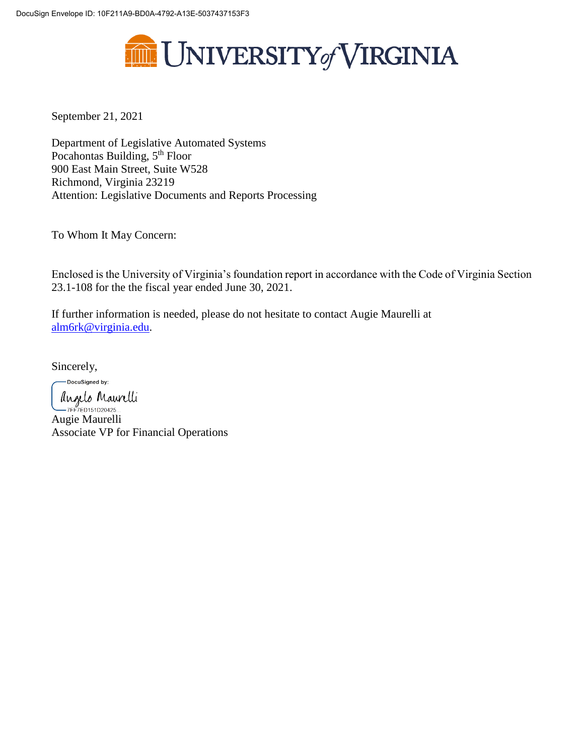DocuSign Envelope ID: 10F211A9-BD0A-4792-A13E-5037437153F3

UNIVERSITY *of* VIRGINIA

September 21, 2021

Department of Legislative Automated Systems
Pocahontas Building, 5th Floor
900 East Main Street, Suite W528
Richmond, Virginia 23219
Attention: Legislative Documents and Reports Processing

To Whom It May Concern:

Enclosed is the University of Virginia's foundation report in accordance with the Code of Virginia Section 23.1-108 for the the fiscal year ended June 30, 2021.

If further information is needed, please do not hesitate to contact Augie Maurelli at alm6rk@virginia.edu.

Sincerely,

DocuSigned by:
Angelo Maurelli
7FF7ED151D20425...

Augie Maurelli
Associate VP for Financial Operations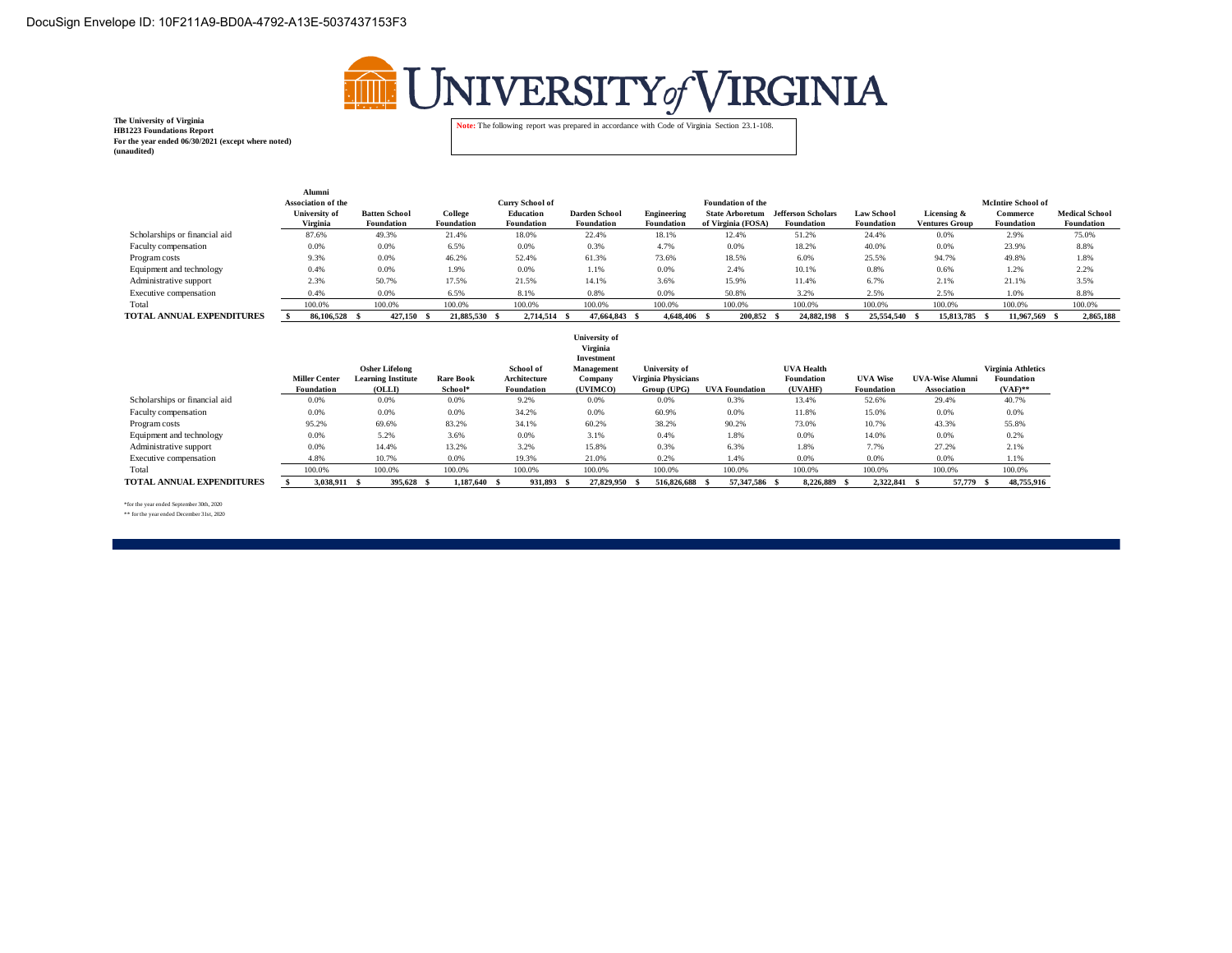DocuSign Envelope ID: 10F211A9-BD0A-4792-A13E-5037437153F3

UNIVERSITY of VIRGINIA

**The University of Virginia**
**HB1223 Foundations Report**
**For the year ended 06/30/2021 (except where noted)**
**(unaudited)**

**Note:** The following report was prepared in accordance with Code of Virginia Section 23.1-108.

| | Alumni Association of the University of Virginia | Batten School Foundation | College Foundation | Curry School of Education Foundation | Darden School Foundation | Engineering Foundation | Foundation of the State Arboretum of Virginia (FOSA) | Jefferson Scholars Foundation | Law School Foundation | Licensing & Ventures Group | McIntire School of Commerce Foundation | Medical School Foundation |
|---|---|---|---|---|---|---|---|---|---|---|---|---|
| Scholarships or financial aid | 87.6% | 49.3% | 21.4% | 18.0% | 22.4% | 18.1% | 12.4% | 51.2% | 24.4% | 0.0% | 2.9% | 75.0% |
| Faculty compensation | 0.0% | 0.0% | 6.5% | 0.0% | 0.3% | 4.7% | 0.0% | 18.2% | 40.0% | 0.0% | 23.9% | 8.8% |
| Program costs | 9.3% | 0.0% | 46.2% | 52.4% | 61.3% | 73.6% | 18.5% | 6.0% | 25.5% | 94.7% | 49.8% | 1.8% |
| Equipment and technology | 0.4% | 0.0% | 1.9% | 0.0% | 1.1% | 0.0% | 2.4% | 10.1% | 0.8% | 0.6% | 1.2% | 2.2% |
| Administrative support | 2.3% | 50.7% | 17.5% | 21.5% | 14.1% | 3.6% | 15.9% | 11.4% | 6.7% | 2.1% | 21.1% | 3.5% |
| Executive compensation | 0.4% | 0.0% | 6.5% | 8.1% | 0.8% | 0.0% | 50.8% | 3.2% | 2.5% | 2.5% | 1.0% | 8.8% |
| Total | 100.0% | 100.0% | 100.0% | 100.0% | 100.0% | 100.0% | 100.0% | 100.0% | 100.0% | 100.0% | 100.0% | 100.0% |
| **TOTAL ANNUAL EXPENDITURES** | **$ 86,106,528** | **$ 427,150** | **$ 21,885,530** | **$ 2,714,514** | **$ 47,664,843** | **$ 4,648,406** | **$ 200,852** | **$ 24,882,198** | **$ 25,554,540** | **$ 15,813,785** | **$ 11,967,569** | **$ 2,865,188** |

| | Miller Center Foundation | Osher Lifelong Learning Institute (OLLI) | Rare Book School* | School of Architecture Foundation | University of Virginia Investment Management Company (UVIMCO) | University of Virginia Physicians Group (UPG) | UVA Foundation | UVA Health Foundation (UVAHF) | UVA Wise Foundation | UVA-Wise Alumni Association | Virginia Athletics Foundation (VAF)** |
|---|---|---|---|---|---|---|---|---|---|---|---|
| Scholarships or financial aid | 0.0% | 0.0% | 0.0% | 9.2% | 0.0% | 0.0% | 0.3% | 13.4% | 52.6% | 29.4% | 40.7% |
| Faculty compensation | 0.0% | 0.0% | 0.0% | 34.2% | 0.0% | 60.9% | 0.0% | 11.8% | 15.0% | 0.0% | 0.0% |
| Program costs | 95.2% | 69.6% | 83.2% | 34.1% | 60.2% | 38.2% | 90.2% | 73.0% | 10.7% | 43.3% | 55.8% |
| Equipment and technology | 0.0% | 5.2% | 3.6% | 0.0% | 3.1% | 0.4% | 1.8% | 0.0% | 14.0% | 0.0% | 0.2% |
| Administrative support | 0.0% | 14.4% | 13.2% | 3.2% | 15.8% | 0.3% | 6.3% | 1.8% | 7.7% | 27.2% | 2.1% |
| Executive compensation | 4.8% | 10.7% | 0.0% | 19.3% | 21.0% | 0.2% | 1.4% | 0.0% | 0.0% | 0.0% | 1.1% |
| Total | 100.0% | 100.0% | 100.0% | 100.0% | 100.0% | 100.0% | 100.0% | 100.0% | 100.0% | 100.0% | 100.0% |
| **TOTAL ANNUAL EXPENDITURES** | **$ 3,038,911** | **$ 395,628** | **$ 1,187,640** | **$ 931,893** | **$ 27,829,950** | **$ 516,826,688** | **$ 57,347,586** | **$ 8,226,889** | **$ 2,322,841** | **$ 57,779** | **$ 48,755,916** |

*for the year ended September 30th, 2020

** for the year ended December 31st, 2020